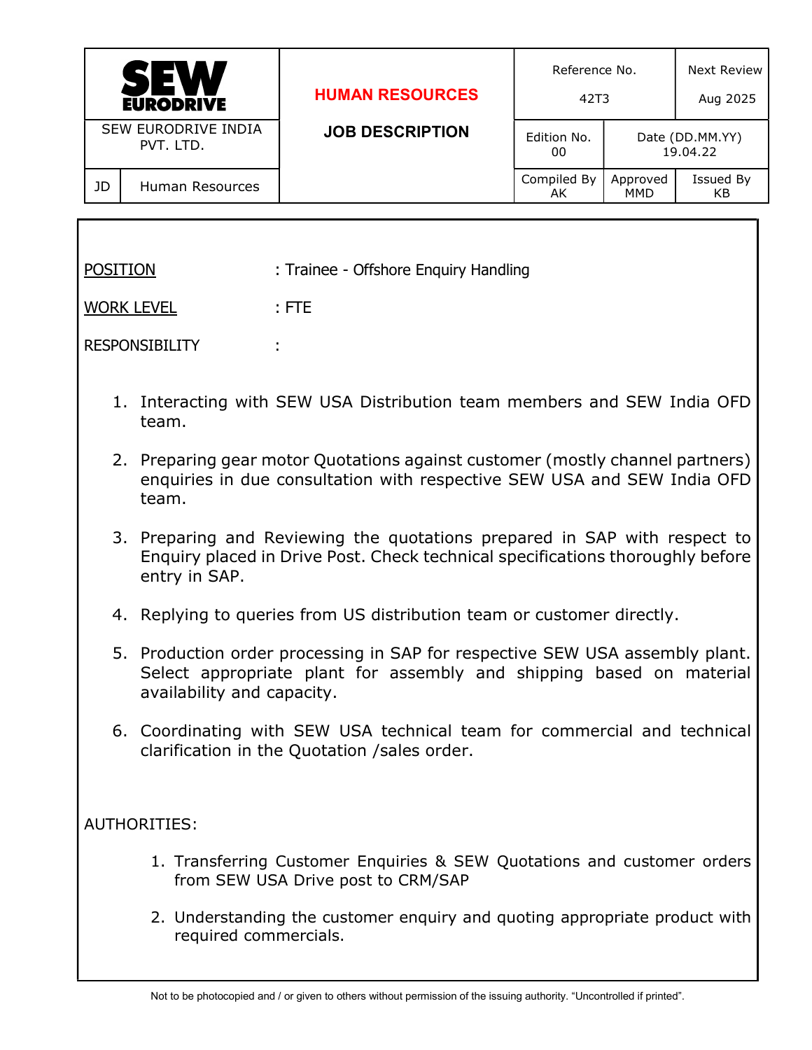| SEW EURODRIVE | HUMAN RESOURCES | Reference No. | | Next Review |
|---|---|---|---|---|
| | | 42T3 | | Aug 2025 |
| SEW EURODRIVE INDIA PVT. LTD. | JOB DESCRIPTION | Edition No. 00 | Date (DD.MM.YY) 19.04.22 | |
| JD — Human Resources | | Compiled By AK | Approved MMD | Issued By KB |

POSITION : Trainee - Offshore Enquiry Handling

WORK LEVEL : FTE

RESPONSIBILITY :

1. Interacting with SEW USA Distribution team members and SEW India OFD team.
2. Preparing gear motor Quotations against customer (mostly channel partners) enquiries in due consultation with respective SEW USA and SEW India OFD team.
3. Preparing and Reviewing the quotations prepared in SAP with respect to Enquiry placed in Drive Post. Check technical specifications thoroughly before entry in SAP.
4. Replying to queries from US distribution team or customer directly.
5. Production order processing in SAP for respective SEW USA assembly plant. Select appropriate plant for assembly and shipping based on material availability and capacity.
6. Coordinating with SEW USA technical team for commercial and technical clarification in the Quotation /sales order.

AUTHORITIES:

1. Transferring Customer Enquiries & SEW Quotations and customer orders from SEW USA Drive post to CRM/SAP
2. Understanding the customer enquiry and quoting appropriate product with required commercials.

Not to be photocopied and / or given to others without permission of the issuing authority. "Uncontrolled if printed".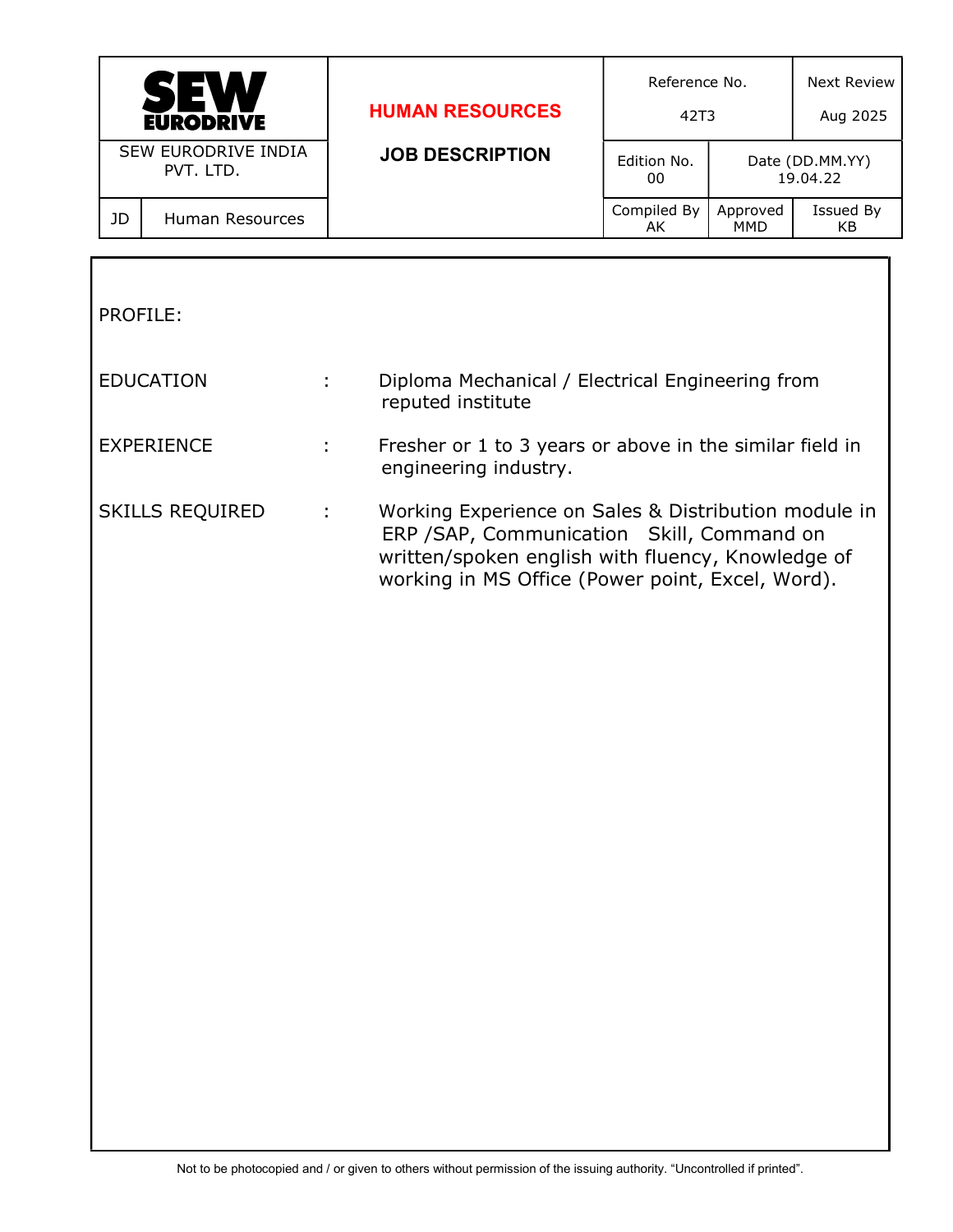| SEW EURODRIVE | HUMAN RESOURCES | Reference No. 42T3 | | Next Review Aug 2025 |
|---|---|---|---|---|
| SEW EURODRIVE INDIA PVT. LTD. | JOB DESCRIPTION | Edition No. 00 | Date (DD.MM.YY) 19.04.22 | |
| JD / Human Resources | | Compiled By AK | Approved MMD | Issued By KB |

PROFILE:

| | | |
|---|---|---|
| EDUCATION | : | Diploma Mechanical / Electrical Engineering from reputed institute |
| EXPERIENCE | : | Fresher or 1 to 3 years or above in the similar field in engineering industry. |
| SKILLS REQUIRED | : | Working Experience on Sales & Distribution module in ERP /SAP, Communication Skill, Command on written/spoken english with fluency, Knowledge of working in MS Office (Power point, Excel, Word). |

Not to be photocopied and / or given to others without permission of the issuing authority. "Uncontrolled if printed".